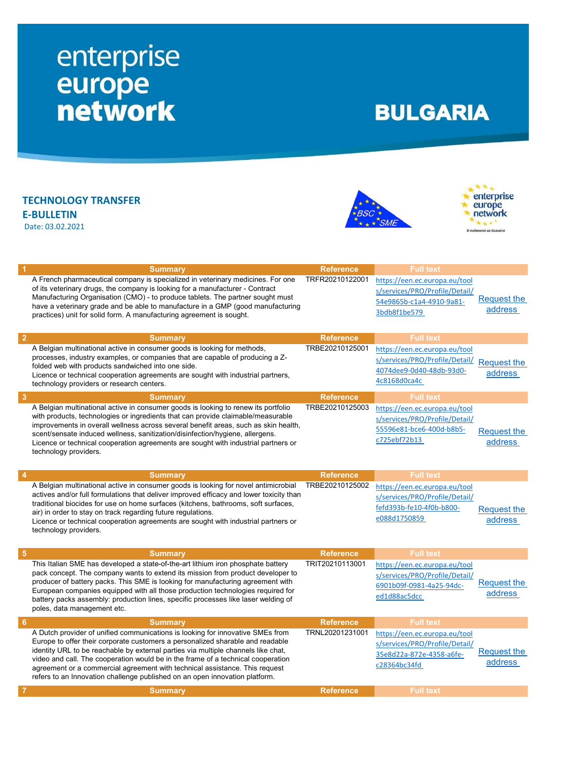# enterprise europe network

# BULGARIA

## TECHNOLOGY TRANSFER E-BULLETIN

Date: 03.02.2021

| # | Summary | Reference | Full text | |
|---|---|---|---|---|
| 1 | A French pharmaceutical company is specialized in veterinary medicines. For one of its veterinary drugs, the company is looking for a manufacturer - Contract Manufacturing Organisation (CMO) - to produce tablets. The partner sought must have a veterinary grade and be able to manufacture in a GMP (good manufacturing practices) unit for solid form. A manufacturing agreement is sought. | TRFR20210122001 | https://een.ec.europa.eu/tools/services/PRO/Profile/Detail/54e9865b-c1a4-4910-9a81-3bdb8f1be579 | Request the address |
| 2 | A Belgian multinational active in consumer goods is looking for methods, processes, industry examples, or companies that are capable of producing a Z-folded web with products sandwiched into one side.<br>Licence or technical cooperation agreements are sought with industrial partners, technology providers or research centers. | TRBE20210125001 | https://een.ec.europa.eu/tools/services/PRO/Profile/Detail/4074dee9-0d40-48db-93d0-4c8168d0ca4c | Request the address |
| 3 | A Belgian multinational active in consumer goods is looking to renew its portfolio with products, technologies or ingredients that can provide claimable/measurable improvements in overall wellness across several benefit areas, such as skin health, scent/sensate induced wellness, sanitization/disinfection/hygiene, allergens.<br>Licence or technical cooperation agreements are sought with industrial partners or technology providers. | TRBE20210125003 | https://een.ec.europa.eu/tools/services/PRO/Profile/Detail/55596e81-bce6-400d-b8b5-c725ebf72b13 | Request the address |
| 4 | A Belgian multinational active in consumer goods is looking for novel antimicrobial actives and/or full formulations that deliver improved efficacy and lower toxicity than traditional biocides for use on home surfaces (kitchens, bathrooms, soft surfaces, air) in order to stay on track regarding future regulations.<br>Licence or technical cooperation agreements are sought with industrial partners or technology providers. | TRBE20210125002 | https://een.ec.europa.eu/tools/services/PRO/Profile/Detail/fefd393b-fe10-4f0b-b800-e088d1750859 | Request the address |
| 5 | This Italian SME has developed a state-of-the-art lithium iron phosphate battery pack concept. The company wants to extend its mission from product developer to producer of battery packs. This SME is looking for manufacturing agreement with European companies equipped with all those production technologies required for battery packs assembly: production lines, specific processes like laser welding of poles, data management etc. | TRIT20210113001 | https://een.ec.europa.eu/tools/services/PRO/Profile/Detail/6901b09f-0981-4a25-94dc-ed1d88ac5dcc | Request the address |
| 6 | A Dutch provider of unified communications is looking for innovative SMEs from Europe to offer their corporate customers a personalized sharable and readable identity URL to be reachable by external parties via multiple channels like chat, video and call. The cooperation would be in the frame of a technical cooperation agreement or a commercial agreement with technical assistance. This request refers to an Innovation challenge published on an open innovation platform. | TRNL20201231001 | https://een.ec.europa.eu/tools/services/PRO/Profile/Detail/35e8d22a-872e-4358-a6fe-c28364bc34fd | Request the address |
| 7 | Summary | Reference | Full text | |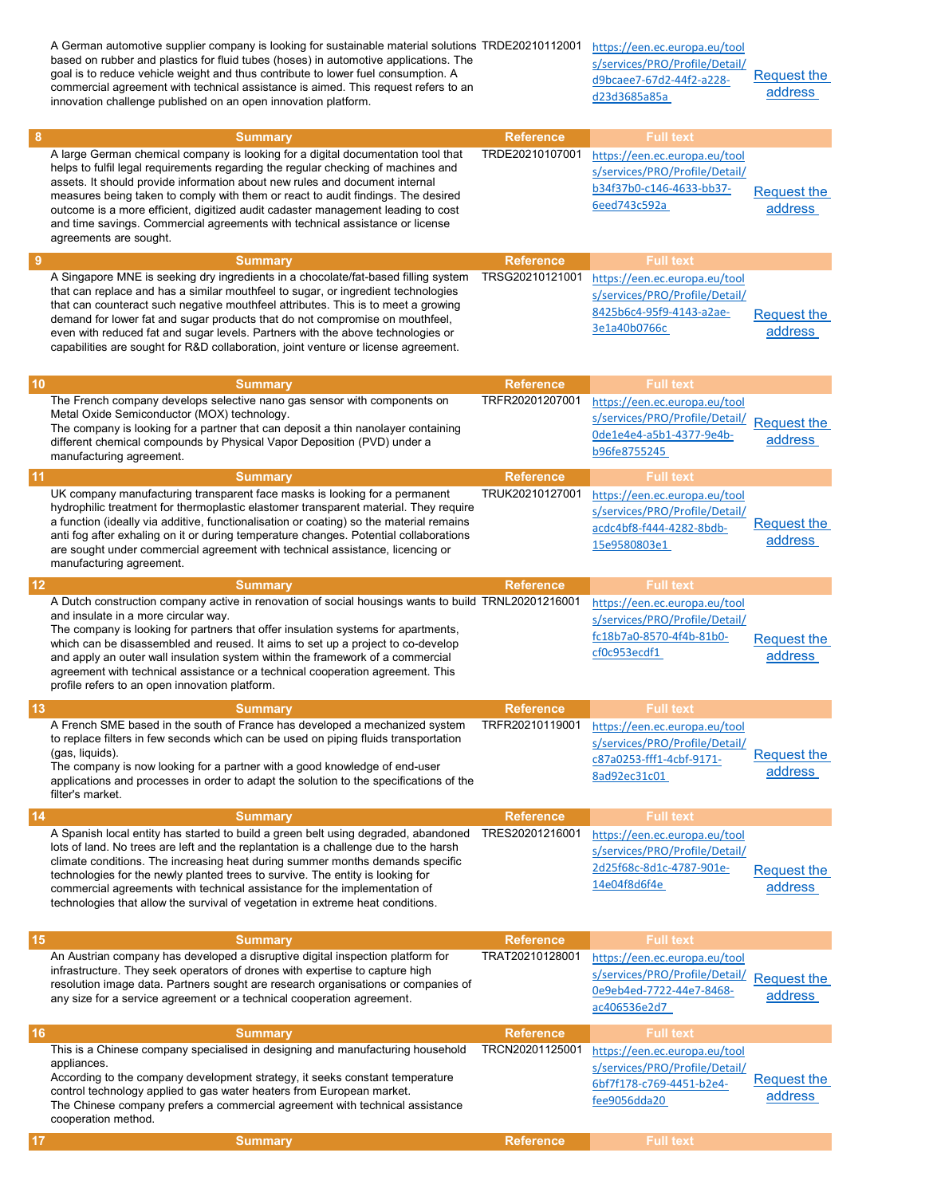| | Summary | Reference | Full text | |
|---|---|---|---|---|
| | A German automotive supplier company is looking for sustainable material solutions based on rubber and plastics for fluid tubes (hoses) in automotive applications. The goal is to reduce vehicle weight and thus contribute to lower fuel consumption. A commercial agreement with technical assistance is aimed. This request refers to an innovation challenge published on an open innovation platform. | TRDE20210112001 | https://een.ec.europa.eu/tools/services/PRO/Profile/Detail/d9bcaee7-67d2-44f2-a228-d23d3685a85a | Request the address |
| 8 | A large German chemical company is looking for a digital documentation tool that helps to fulfil legal requirements regarding the regular checking of machines and assets. It should provide information about new rules and document internal measures being taken to comply with them or react to audit findings. The desired outcome is a more efficient, digitized audit cadaster management leading to cost and time savings. Commercial agreements with technical assistance or license agreements are sought. | TRDE20210107001 | https://een.ec.europa.eu/tools/services/PRO/Profile/Detail/b34f37b0-c146-4633-bb37-6eed743c592a | Request the address |
| 9 | A Singapore MNE is seeking dry ingredients in a chocolate/fat-based filling system that can replace and has a similar mouthfeel to sugar, or ingredient technologies that can counteract such negative mouthfeel attributes. This is to meet a growing demand for lower fat and sugar products that do not compromise on mouthfeel, even with reduced fat and sugar levels. Partners with the above technologies or capabilities are sought for R&D collaboration, joint venture or license agreement. | TRSG20210121001 | https://een.ec.europa.eu/tools/services/PRO/Profile/Detail/8425b6c4-95f9-4143-a2ae-3e1a40b0766c | Request the address |
| 10 | The French company develops selective nano gas sensor with components on Metal Oxide Semiconductor (MOX) technology.<br>The company is looking for a partner that can deposit a thin nanolayer containing different chemical compounds by Physical Vapor Deposition (PVD) under a manufacturing agreement. | TRFR20201207001 | https://een.ec.europa.eu/tools/services/PRO/Profile/Detail/0de1e4e4-a5b1-4377-9e4b-b96fe8755245 | Request the address |
| 11 | UK company manufacturing transparent face masks is looking for a permanent hydrophilic treatment for thermoplastic elastomer transparent material. They require a function (ideally via additive, functionalisation or coating) so the material remains anti fog after exhaling on it or during temperature changes. Potential collaborations are sought under commercial agreement with technical assistance, licencing or manufacturing agreement. | TRUK20210127001 | https://een.ec.europa.eu/tools/services/PRO/Profile/Detail/acdc4bf8-f444-4282-8bdb-15e9580803e1 | Request the address |
| 12 | A Dutch construction company active in renovation of social housings wants to build and insulate in a more circular way.<br>The company is looking for partners that offer insulation systems for apartments, which can be disassembled and reused. It aims to set up a project to co-develop and apply an outer wall insulation system within the framework of a commercial agreement with technical assistance or a technical cooperation agreement. This profile refers to an open innovation platform. | TRNL20201216001 | https://een.ec.europa.eu/tools/services/PRO/Profile/Detail/fc18b7a0-8570-4f4b-81b0-cf0c953ecdf1 | Request the address |
| 13 | A French SME based in the south of France has developed a mechanized system to replace filters in few seconds which can be used on piping fluids transportation (gas, liquids).<br>The company is now looking for a partner with a good knowledge of end-user applications and processes in order to adapt the solution to the specifications of the filter's market. | TRFR20210119001 | https://een.ec.europa.eu/tools/services/PRO/Profile/Detail/c87a0253-fff1-4cbf-9171-8ad92ec31c01 | Request the address |
| 14 | A Spanish local entity has started to build a green belt using degraded, abandoned lots of land. No trees are left and the replantation is a challenge due to the harsh climate conditions. The increasing heat during summer months demands specific technologies for the newly planted trees to survive. The entity is looking for commercial agreements with technical assistance for the implementation of technologies that allow the survival of vegetation in extreme heat conditions. | TRES20201216001 | https://een.ec.europa.eu/tools/services/PRO/Profile/Detail/2d25f68c-8d1c-4787-901e-14e04f8d6f4e | Request the address |
| 15 | An Austrian company has developed a disruptive digital inspection platform for infrastructure. They seek operators of drones with expertise to capture high resolution image data. Partners sought are research organisations or companies of any size for a service agreement or a technical cooperation agreement. | TRAT20210128001 | https://een.ec.europa.eu/tools/services/PRO/Profile/Detail/0e9eb4ed-7722-44e7-8468-ac406536e2d7 | Request the address |
| 16 | This is a Chinese company specialised in designing and manufacturing household appliances.<br>According to the company development strategy, it seeks constant temperature control technology applied to gas water heaters from European market.<br>The Chinese company prefers a commercial agreement with technical assistance cooperation method. | TRCN20201125001 | https://een.ec.europa.eu/tools/services/PRO/Profile/Detail/6bf7f178-c769-4451-b2e4-fee9056dda20 | Request the address |
| 17 | Summary | Reference | Full text | |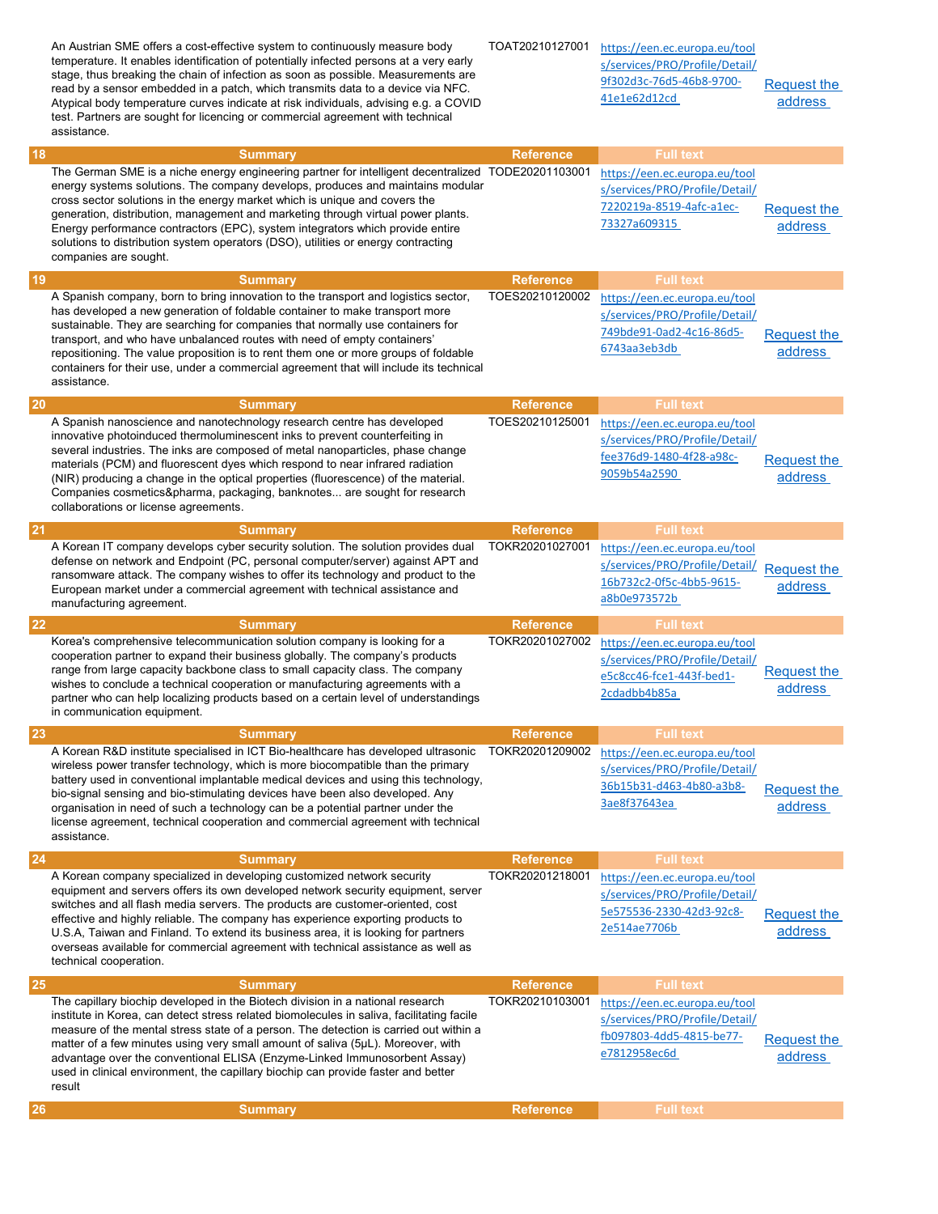| | Summary | Reference | Full text | |
|---|---|---|---|---|
| | An Austrian SME offers a cost-effective system to continuously measure body temperature. It enables identification of potentially infected persons at a very early stage, thus breaking the chain of infection as soon as possible. Measurements are read by a sensor embedded in a patch, which transmits data to a device via NFC. Atypical body temperature curves indicate at risk individuals, advising e.g. a COVID test. Partners are sought for licencing or commercial agreement with technical assistance. | TOAT20210127001 | https://een.ec.europa.eu/tools/services/PRO/Profile/Detail/9f302d3c-76d5-46b8-9700-41e1e62d12cd | Request the address |
| 18 | Summary | Reference | Full text | |
| | The German SME is a niche energy engineering partner for intelligent decentralized energy systems solutions. The company develops, produces and maintains modular cross sector solutions in the energy market which is unique and covers the generation, distribution, management and marketing through virtual power plants. Energy performance contractors (EPC), system integrators which provide entire solutions to distribution system operators (DSO), utilities or energy contracting companies are sought. | TODE20201103001 | https://een.ec.europa.eu/tools/services/PRO/Profile/Detail/7220219a-8519-4afc-a1ec-73327a609315 | Request the address |
| 19 | Summary | Reference | Full text | |
| | A Spanish company, born to bring innovation to the transport and logistics sector, has developed a new generation of foldable container to make transport more sustainable. They are searching for companies that normally use containers for transport, and who have unbalanced routes with need of empty containers' repositioning. The value proposition is to rent them one or more groups of foldable containers for their use, under a commercial agreement that will include its technical assistance. | TOES20210120002 | https://een.ec.europa.eu/tools/services/PRO/Profile/Detail/749bde91-0ad2-4c16-86d5-6743aa3eb3db | Request the address |
| 20 | Summary | Reference | Full text | |
| | A Spanish nanoscience and nanotechnology research centre has developed innovative photoinduced thermoluminescent inks to prevent counterfeiting in several industries. The inks are composed of metal nanoparticles, phase change materials (PCM) and fluorescent dyes which respond to near infrared radiation (NIR) producing a change in the optical properties (fluorescence) of the material. Companies cosmetics&pharma, packaging, banknotes... are sought for research collaborations or license agreements. | TOES20210125001 | https://een.ec.europa.eu/tools/services/PRO/Profile/Detail/fee376d9-1480-4f28-a98c-9059b54a2590 | Request the address |
| 21 | Summary | Reference | Full text | |
| | A Korean IT company develops cyber security solution. The solution provides dual defense on network and Endpoint (PC, personal computer/server) against APT and ransomware attack. The company wishes to offer its technology and product to the European market under a commercial agreement with technical assistance and manufacturing agreement. | TOKR20201027001 | https://een.ec.europa.eu/tools/services/PRO/Profile/Detail/16b732c2-0f5c-4bb5-9615-a8b0e973572b | Request the address |
| 22 | Summary | Reference | Full text | |
| | Korea's comprehensive telecommunication solution company is looking for a cooperation partner to expand their business globally. The company's products range from large capacity backbone class to small capacity class. The company wishes to conclude a technical cooperation or manufacturing agreements with a partner who can help localizing products based on a certain level of understandings in communication equipment. | TOKR20201027002 | https://een.ec.europa.eu/tools/services/PRO/Profile/Detail/e5c8cc46-fce1-443f-bed1-2cdadbb4b85a | Request the address |
| 23 | Summary | Reference | Full text | |
| | A Korean R&D institute specialised in ICT Bio-healthcare has developed ultrasonic wireless power transfer technology, which is more biocompatible than the primary battery used in conventional implantable medical devices and using this technology, bio-signal sensing and bio-stimulating devices have been also developed. Any organisation in need of such a technology can be a potential partner under the license agreement, technical cooperation and commercial agreement with technical assistance. | TOKR20201209002 | https://een.ec.europa.eu/tools/services/PRO/Profile/Detail/36b15b31-d463-4b80-a3b8-3ae8f37643ea | Request the address |
| 24 | Summary | Reference | Full text | |
| | A Korean company specialized in developing customized network security equipment and servers offers its own developed network security equipment, server switches and all flash media servers. The products are customer-oriented, cost effective and highly reliable. The company has experience exporting products to U.S.A, Taiwan and Finland. To extend its business area, it is looking for partners overseas available for commercial agreement with technical assistance as well as technical cooperation. | TOKR20201218001 | https://een.ec.europa.eu/tools/services/PRO/Profile/Detail/5e575536-2330-42d3-92c8-2e514ae7706b | Request the address |
| 25 | Summary | Reference | Full text | |
| | The capillary biochip developed in the Biotech division in a national research institute in Korea, can detect stress related biomolecules in saliva, facilitating facile measure of the mental stress state of a person. The detection is carried out within a matter of a few minutes using very small amount of saliva (5µL). Moreover, with advantage over the conventional ELISA (Enzyme-Linked Immunosorbent Assay) used in clinical environment, the capillary biochip can provide faster and better result | TOKR20210103001 | https://een.ec.europa.eu/tools/services/PRO/Profile/Detail/fb097803-4dd5-4815-be77-e7812958ec6d | Request the address |
| 26 | Summary | Reference | Full text | |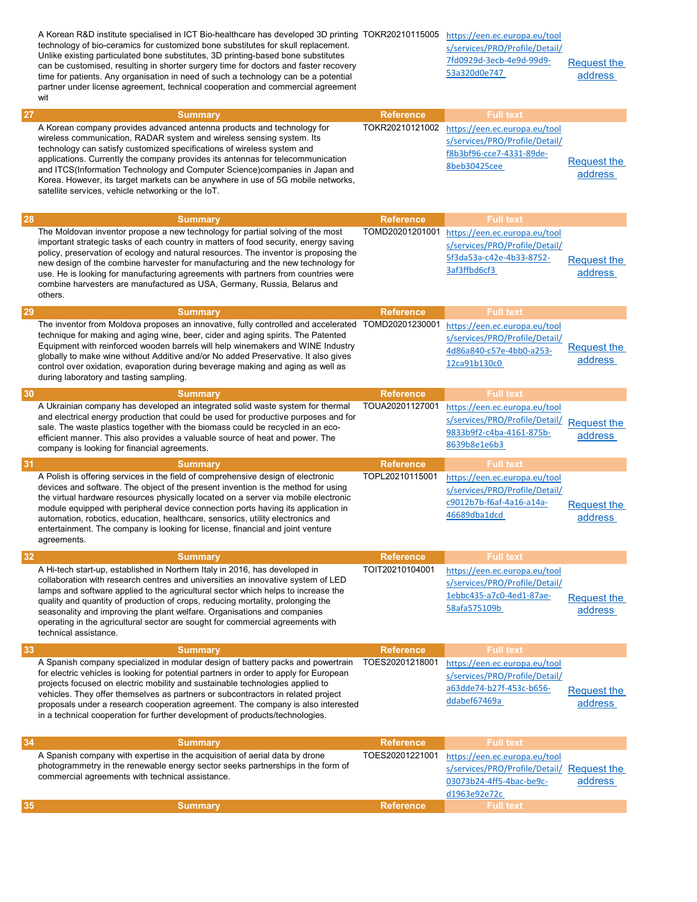| | Summary | Reference | Full text | |
|---|---|---|---|---|
| | A Korean R&D institute specialised in ICT Bio-healthcare has developed 3D printing technology of bio-ceramics for customized bone substitutes for skull replacement. Unlike existing particulated bone substitutes, 3D printing-based bone substitutes can be customised, resulting in shorter surgery time for doctors and faster recovery time for patients. Any organisation in need of such a technology can be a potential partner under license agreement, technical cooperation and commercial agreement wit | TOKR20210115005 | https://een.ec.europa.eu/tools/services/PRO/Profile/Detail/7fd0929d-3ecb-4e9d-99d9-53a320d0e747 | Request the address |
| 27 | Summary | Reference | Full text | |
| | A Korean company provides advanced antenna products and technology for wireless communication, RADAR system and wireless sensing system. Its technology can satisfy customized specifications of wireless system and applications. Currently the company provides its antennas for telecommunication and ITCS(Information Technology and Computer Science)companies in Japan and Korea. However, its target markets can be anywhere in use of 5G mobile networks, satellite services, vehicle networking or the IoT. | TOKR20210121002 | https://een.ec.europa.eu/tools/services/PRO/Profile/Detail/f8b3bf96-cce7-4331-89de-8beb30425cee | Request the address |
| 28 | Summary | Reference | Full text | |
| | The Moldovan inventor propose a new technology for partial solving of the most important strategic tasks of each country in matters of food security, energy saving policy, preservation of ecology and natural resources. The inventor is proposing the new design of the combine harvester for manufacturing and the new technology for use. He is looking for manufacturing agreements with partners from countries were combine harvesters are manufactured as USA, Germany, Russia, Belarus and others. | TOMD20201201001 | https://een.ec.europa.eu/tools/services/PRO/Profile/Detail/5f3da53a-c42e-4b33-8752-3af3ffbd6cf3 | Request the address |
| 29 | Summary | Reference | Full text | |
| | The inventor from Moldova proposes an innovative, fully controlled and accelerated technique for making and aging wine, beer, cider and aging spirits. The Patented Equipment with reinforced wooden barrels will help winemakers and WINE Industry globally to make wine without Additive and/or No added Preservative. It also gives control over oxidation, evaporation during beverage making and aging as well as during laboratory and tasting sampling. | TOMD20201230001 | https://een.ec.europa.eu/tools/services/PRO/Profile/Detail/4d86a840-c57e-4bb0-a253-12ca91b130c0 | Request the address |
| 30 | Summary | Reference | Full text | |
| | A Ukrainian company has developed an integrated solid waste system for thermal and electrical energy production that could be used for productive purposes and for sale. The waste plastics together with the biomass could be recycled in an eco-efficient manner. This also provides a valuable source of heat and power. The company is looking for financial agreements. | TOUA20201127001 | https://een.ec.europa.eu/tools/services/PRO/Profile/Detail/9833b9f2-c4ba-4161-875b-8639b8e1e6b3 | Request the address |
| 31 | Summary | Reference | Full text | |
| | A Polish is offering services in the field of comprehensive design of electronic devices and software. The object of the present invention is the method for using the virtual hardware resources physically located on a server via mobile electronic module equipped with peripheral device connection ports having its application in automation, robotics, education, healthcare, sensorics, utility electronics and entertainment. The company is looking for license, financial and joint venture agreements. | TOPL20210115001 | https://een.ec.europa.eu/tools/services/PRO/Profile/Detail/c9012b7b-f6af-4a16-a14a-46689dba1dcd | Request the address |
| 32 | Summary | Reference | Full text | |
| | A Hi-tech start-up, established in Northern Italy in 2016, has developed in collaboration with research centres and universities an innovative system of LED lamps and software applied to the agricultural sector which helps to increase the quality and quantity of production of crops, reducing mortality, prolonging the seasonality and improving the plant welfare. Organisations and companies operating in the agricultural sector are sought for commercial agreements with technical assistance. | TOIT20210104001 | https://een.ec.europa.eu/tools/services/PRO/Profile/Detail/1ebbc435-a7c0-4ed1-87ae-58afa575109b | Request the address |
| 33 | Summary | Reference | Full text | |
| | A Spanish company specialized in modular design of battery packs and powertrain for electric vehicles is looking for potential partners in order to apply for European projects focused on electric mobility and sustainable technologies applied to vehicles. They offer themselves as partners or subcontractors in related project proposals under a research cooperation agreement. The company is also interested in a technical cooperation for further development of products/technologies. | TOES20201218001 | https://een.ec.europa.eu/tools/services/PRO/Profile/Detail/a63dde74-b27f-453c-b656-ddabef67469a | Request the address |
| 34 | Summary | Reference | Full text | |
| | A Spanish company with expertise in the acquisition of aerial data by drone photogrammetry in the renewable energy sector seeks partnerships in the form of commercial agreements with technical assistance. | TOES20201221001 | https://een.ec.europa.eu/tools/services/PRO/Profile/Detail/03073b24-4ff5-4bac-be9c-d1963e92e72c | Request the address |
| 35 | Summary | Reference | Full text | |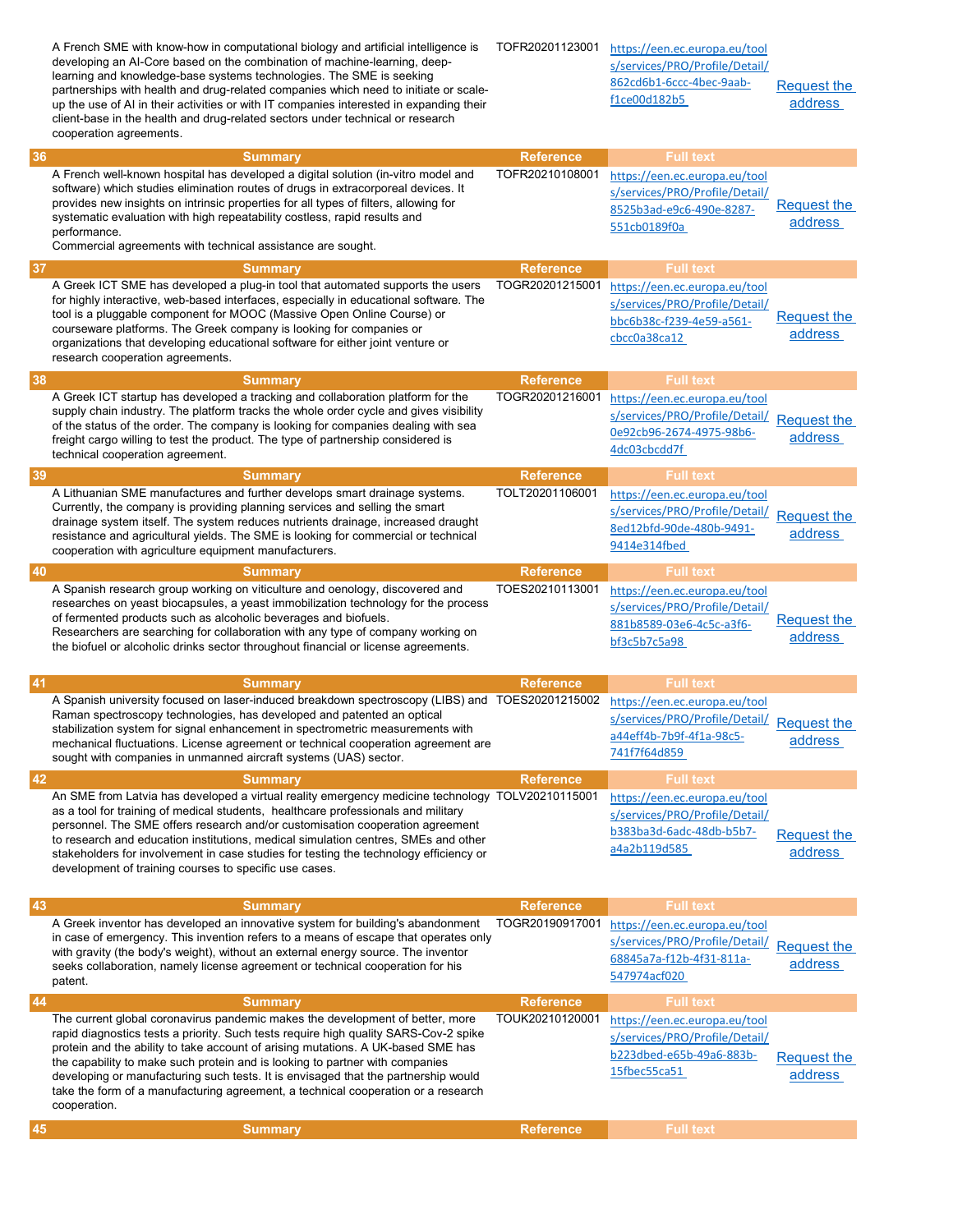| | Summary | Reference | Full text | |
|---|---|---|---|---|
| | A French SME with know-how in computational biology and artificial intelligence is developing an AI-Core based on the combination of machine-learning, deep-learning and knowledge-base systems technologies. The SME is seeking partnerships with health and drug-related companies which need to initiate or scale-up the use of AI in their activities or with IT companies interested in expanding their client-base in the health and drug-related sectors under technical or research cooperation agreements. | TOFR20201123001 | https://een.ec.europa.eu/tools/services/PRO/Profile/Detail/862cd6b1-6ccc-4bec-9aab-f1ce00d182b5 | Request the address |
| 36 | A French well-known hospital has developed a digital solution (in-vitro model and software) which studies elimination routes of drugs in extracorporeal devices. It provides new insights on intrinsic properties for all types of filters, allowing for systematic evaluation with high repeatability costless, rapid results and performance.<br>Commercial agreements with technical assistance are sought. | TOFR20210108001 | https://een.ec.europa.eu/tools/services/PRO/Profile/Detail/8525b3ad-e9c6-490e-8287-551cb0189f0a | Request the address |
| 37 | A Greek ICT SME has developed a plug-in tool that automated supports the users for highly interactive, web-based interfaces, especially in educational software. The tool is a pluggable component for MOOC (Massive Open Online Course) or courseware platforms. The Greek company is looking for companies or organizations that developing educational software for either joint venture or research cooperation agreements. | TOGR20201215001 | https://een.ec.europa.eu/tools/services/PRO/Profile/Detail/bbc6b38c-f239-4e59-a561-cbcc0a38ca12 | Request the address |
| 38 | A Greek ICT startup has developed a tracking and collaboration platform for the supply chain industry. The platform tracks the whole order cycle and gives visibility of the status of the order. The company is looking for companies dealing with sea freight cargo willing to test the product. The type of partnership considered is technical cooperation agreement. | TOGR20201216001 | https://een.ec.europa.eu/tools/services/PRO/Profile/Detail/0e92cb96-2674-4975-98b6-4dc03cbcdd7f | Request the address |
| 39 | A Lithuanian SME manufactures and further develops smart drainage systems. Currently, the company is providing planning services and selling the smart drainage system itself. The system reduces nutrients drainage, increased draught resistance and agricultural yields. The SME is looking for commercial or technical cooperation with agriculture equipment manufacturers. | TOLT20201106001 | https://een.ec.europa.eu/tools/services/PRO/Profile/Detail/8ed12bfd-90de-480b-9491-9414e314fbed | Request the address |
| 40 | A Spanish research group working on viticulture and oenology, discovered and researches on yeast biocapsules, a yeast immobilization technology for the process of fermented products such as alcoholic beverages and biofuels.<br>Researchers are searching for collaboration with any type of company working on the biofuel or alcoholic drinks sector throughout financial or license agreements. | TOES20210113001 | https://een.ec.europa.eu/tools/services/PRO/Profile/Detail/881b8589-03e6-4c5c-a3f6-bf3c5b7c5a98 | Request the address |
| 41 | A Spanish university focused on laser-induced breakdown spectroscopy (LIBS) and Raman spectroscopy technologies, has developed and patented an optical stabilization system for signal enhancement in spectrometric measurements with mechanical fluctuations. License agreement or technical cooperation agreement are sought with companies in unmanned aircraft systems (UAS) sector. | TOES20201215002 | https://een.ec.europa.eu/tools/services/PRO/Profile/Detail/a44eff4b-7b9f-4f1a-98c5-741f7f64d859 | Request the address |
| 42 | An SME from Latvia has developed a virtual reality emergency medicine technology as a tool for training of medical students, healthcare professionals and military personnel. The SME offers research and/or customisation cooperation agreement to research and education institutions, medical simulation centres, SMEs and other stakeholders for involvement in case studies for testing the technology efficiency or development of training courses to specific use cases. | TOLV20210115001 | https://een.ec.europa.eu/tools/services/PRO/Profile/Detail/b383ba3d-6adc-48db-b5b7-a4a2b119d585 | Request the address |
| 43 | A Greek inventor has developed an innovative system for building's abandonment in case of emergency. This invention refers to a means of escape that operates only with gravity (the body's weight), without an external energy source. The inventor seeks collaboration, namely license agreement or technical cooperation for his patent. | TOGR20190917001 | https://een.ec.europa.eu/tools/services/PRO/Profile/Detail/68845a7a-f12b-4f31-811a-547974acf020 | Request the address |
| 44 | The current global coronavirus pandemic makes the development of better, more rapid diagnostics tests a priority. Such tests require high quality SARS-Cov-2 spike protein and the ability to take account of arising mutations. A UK-based SME has the capability to make such protein and is looking to partner with companies developing or manufacturing such tests. It is envisaged that the partnership would take the form of a manufacturing agreement, a technical cooperation or a research cooperation. | TOUK20210120001 | https://een.ec.europa.eu/tools/services/PRO/Profile/Detail/b223dbed-e65b-49a6-883b-15fbec55ca51 | Request the address |
| 45 | | | | |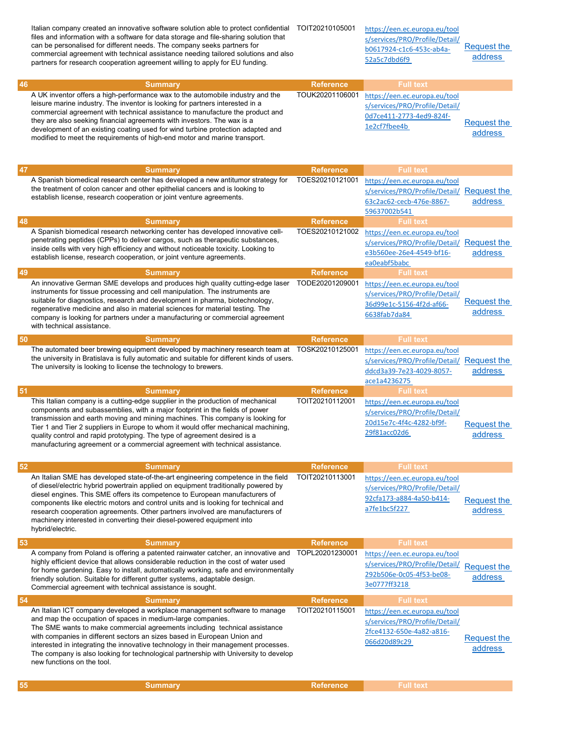| | Summary | Reference | Full text | |
|---|---|---|---|---|
| | Italian company created an innovative software solution able to protect confidential files and information with a software for data storage and file-sharing solution that can be personalised for different needs. The company seeks partners for commercial agreement with technical assistance needing tailored solutions and also partners for research cooperation agreement willing to apply for EU funding. | TOIT20210105001 | https://een.ec.europa.eu/tools/services/PRO/Profile/Detail/b0617924-c1c6-453c-ab4a-52a5c7dbd6f9 | Request the address |
| 46 | A UK inventor offers a high-performance wax to the automobile industry and the leisure marine industry. The inventor is looking for partners interested in a commercial agreement with technical assistance to manufacture the product and they are also seeking financial agreements with investors. The wax is a development of an existing coating used for wind turbine protection adapted and modified to meet the requirements of high-end motor and marine transport. | TOUK20201106001 | https://een.ec.europa.eu/tools/services/PRO/Profile/Detail/0d7ce411-2773-4ed9-824f-1e2cf7fbee4b | Request the address |
| 47 | A Spanish biomedical research center has developed a new antitumor strategy for the treatment of colon cancer and other epithelial cancers and is looking to establish license, research cooperation or joint venture agreements. | TOES20210121001 | https://een.ec.europa.eu/tools/services/PRO/Profile/Detail/63c2ac62-cecb-476e-8867-59637002b541 | Request the address |
| 48 | A Spanish biomedical research networking center has developed innovative cell-penetrating peptides (CPPs) to deliver cargos, such as therapeutic substances, inside cells with very high efficiency and without noticeable toxicity. Looking to establish license, research cooperation, or joint venture agreements. | TOES20210121002 | https://een.ec.europa.eu/tools/services/PRO/Profile/Detail/e3b560ee-26e4-4549-bf16-ea0eabf5babc | Request the address |
| 49 | An innovative German SME develops and produces high quality cutting-edge laser instruments for tissue processing and cell manipulation. The instruments are suitable for diagnostics, research and development in pharma, biotechnology, regenerative medicine and also in material sciences for material testing. The company is looking for partners under a manufacturing or commercial agreement with technical assistance. | TODE20201209001 | https://een.ec.europa.eu/tools/services/PRO/Profile/Detail/36d99e1c-5156-4f2d-af66-6638fab7da84 | Request the address |
| 50 | The automated beer brewing equipment developed by machinery research team at the university in Bratislava is fully automatic and suitable for different kinds of users. The university is looking to license the technology to brewers. | TOSK20210125001 | https://een.ec.europa.eu/tools/services/PRO/Profile/Detail/ddcd3a39-7e23-4029-8057-ace1a4236275 | Request the address |
| 51 | This Italian company is a cutting-edge supplier in the production of mechanical components and subassemblies, with a major footprint in the fields of power transmission and earth moving and mining machines. This company is looking for Tier 1 and Tier 2 suppliers in Europe to whom it would offer mechanical machining, quality control and rapid prototyping. The type of agreement desired is a manufacturing agreement or a commercial agreement with technical assistance. | TOIT20210112001 | https://een.ec.europa.eu/tools/services/PRO/Profile/Detail/20d15e7c-4f4c-4282-bf9f-29f81acc02d6 | Request the address |
| 52 | An Italian SME has developed state-of-the-art engineering competence in the field of diesel/electric hybrid powertrain applied on equipment traditionally powered by diesel engines. This SME offers its competence to European manufacturers of components like electric motors and control units and is looking for technical and research cooperation agreements. Other partners involved are manufacturers of machinery interested in converting their diesel-powered equipment into hybrid/electric. | TOIT20210113001 | https://een.ec.europa.eu/tools/services/PRO/Profile/Detail/92cfa173-a884-4a50-b414-a7fe1bc5f227 | Request the address |
| 53 | A company from Poland is offering a patented rainwater catcher, an innovative and highly efficient device that allows considerable reduction in the cost of water used for home gardening. Easy to install, automatically working, safe and environmentally friendly solution. Suitable for different gutter systems, adaptable design. Commercial agreement with technical assistance is sought. | TOPL20201230001 | https://een.ec.europa.eu/tools/services/PRO/Profile/Detail/292b506e-0c05-4f53-be08-3e0777ff3218 | Request the address |
| 54 | An Italian ICT company developed a workplace management software to manage and map the occupation of spaces in medium-large companies. The SME wants to make commercial agreements including technical assistance with companies in different sectors an sizes based in European Union and interested in integrating the innovative technology in their management processes. The company is also looking for technological partnership with University to develop new functions on the tool. | TOIT20210115001 | https://een.ec.europa.eu/tools/services/PRO/Profile/Detail/2fce4132-650e-4a82-a816-066d20d89c29 | Request the address |
| 55 | Summary | Reference | Full text | |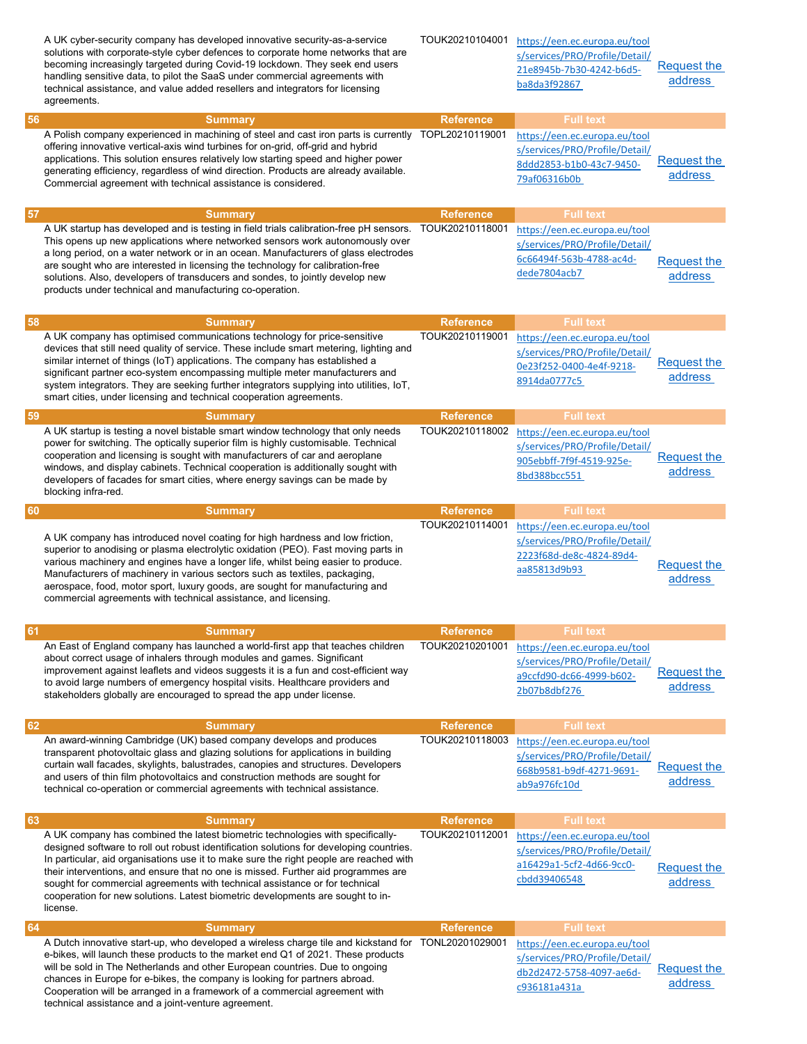| | Summary | Reference | Full text | |
|---|---|---|---|---|
| | A UK cyber-security company has developed innovative security-as-a-service solutions with corporate-style cyber defences to corporate home networks that are becoming increasingly targeted during Covid-19 lockdown. They seek end users handling sensitive data, to pilot the SaaS under commercial agreements with technical assistance, and value added resellers and integrators for licensing agreements. | TOUK20210104001 | https://een.ec.europa.eu/tools/services/PRO/Profile/Detail/21e8945b-7b30-4242-b6d5-ba8da3f92867 | Request the address |
| 56 | A Polish company experienced in machining of steel and cast iron parts is currently offering innovative vertical-axis wind turbines for on-grid, off-grid and hybrid applications. This solution ensures relatively low starting speed and higher power generating efficiency, regardless of wind direction. Products are already available. Commercial agreement with technical assistance is considered. | TOPL20210119001 | https://een.ec.europa.eu/tools/services/PRO/Profile/Detail/8ddd2853-b1b0-43c7-9450-79af06316b0b | Request the address |
| 57 | A UK startup has developed and is testing in field trials calibration-free pH sensors. This opens up new applications where networked sensors work autonomously over a long period, on a water network or in an ocean. Manufacturers of glass electrodes are sought who are interested in licensing the technology for calibration-free solutions. Also, developers of transducers and sondes, to jointly develop new products under technical and manufacturing co-operation. | TOUK20210118001 | https://een.ec.europa.eu/tools/services/PRO/Profile/Detail/6c66494f-563b-4788-ac4d-dede7804acb7 | Request the address |
| 58 | A UK company has optimised communications technology for price-sensitive devices that still need quality of service. These include smart metering, lighting and similar internet of things (IoT) applications. The company has established a significant partner eco-system encompassing multiple meter manufacturers and system integrators. They are seeking further integrators supplying into utilities, IoT, smart cities, under licensing and technical cooperation agreements. | TOUK20210119001 | https://een.ec.europa.eu/tools/services/PRO/Profile/Detail/0e23f252-0400-4e4f-9218-8914da0777c5 | Request the address |
| 59 | A UK startup is testing a novel bistable smart window technology that only needs power for switching. The optically superior film is highly customisable. Technical cooperation and licensing is sought with manufacturers of car and aeroplane windows, and display cabinets. Technical cooperation is additionally sought with developers of facades for smart cities, where energy savings can be made by blocking infra-red. | TOUK20210118002 | https://een.ec.europa.eu/tools/services/PRO/Profile/Detail/905ebbff-7f9f-4519-925e-8bd388bcc551 | Request the address |
| 60 | A UK company has introduced novel coating for high hardness and low friction, superior to anodising or plasma electrolytic oxidation (PEO). Fast moving parts in various machinery and engines have a longer life, whilst being easier to produce. Manufacturers of machinery in various sectors such as textiles, packaging, aerospace, food, motor sport, luxury goods, are sought for manufacturing and commercial agreements with technical assistance, and licensing. | TOUK20210114001 | https://een.ec.europa.eu/tools/services/PRO/Profile/Detail/2223f68d-de8c-4824-89d4-aa85813d9b93 | Request the address |
| 61 | An East of England company has launched a world-first app that teaches children about correct usage of inhalers through modules and games. Significant improvement against leaflets and videos suggests it is a fun and cost-efficient way to avoid large numbers of emergency hospital visits. Healthcare providers and stakeholders globally are encouraged to spread the app under license. | TOUK20210201001 | https://een.ec.europa.eu/tools/services/PRO/Profile/Detail/a9ccfd90-dc66-4999-b602-2b07b8dbf276 | Request the address |
| 62 | An award-winning Cambridge (UK) based company develops and produces transparent photovoltaic glass and glazing solutions for applications in building curtain wall facades, skylights, balustrades, canopies and structures. Developers and users of thin film photovoltaics and construction methods are sought for technical co-operation or commercial agreements with technical assistance. | TOUK20210118003 | https://een.ec.europa.eu/tools/services/PRO/Profile/Detail/668b9581-b9df-4271-9691-ab9a976fc10d | Request the address |
| 63 | A UK company has combined the latest biometric technologies with specifically-designed software to roll out robust identification solutions for developing countries. In particular, aid organisations use it to make sure the right people are reached with their interventions, and ensure that no one is missed. Further aid programmes are sought for commercial agreements with technical assistance or for technical cooperation for new solutions. Latest biometric developments are sought to in-license. | TOUK20210112001 | https://een.ec.europa.eu/tools/services/PRO/Profile/Detail/a16429a1-5cf2-4d66-9cc0-cbdd39406548 | Request the address |
| 64 | A Dutch innovative start-up, who developed a wireless charge tile and kickstand for e-bikes, will launch these products to the market end Q1 of 2021. These products will be sold in The Netherlands and other European countries. Due to ongoing chances in Europe for e-bikes, the company is looking for partners abroad. Cooperation will be arranged in a framework of a commercial agreement with technical assistance and a joint-venture agreement. | TONL20201029001 | https://een.ec.europa.eu/tools/services/PRO/Profile/Detail/db2d2472-5758-4097-ae6d-c936181a431a | Request the address |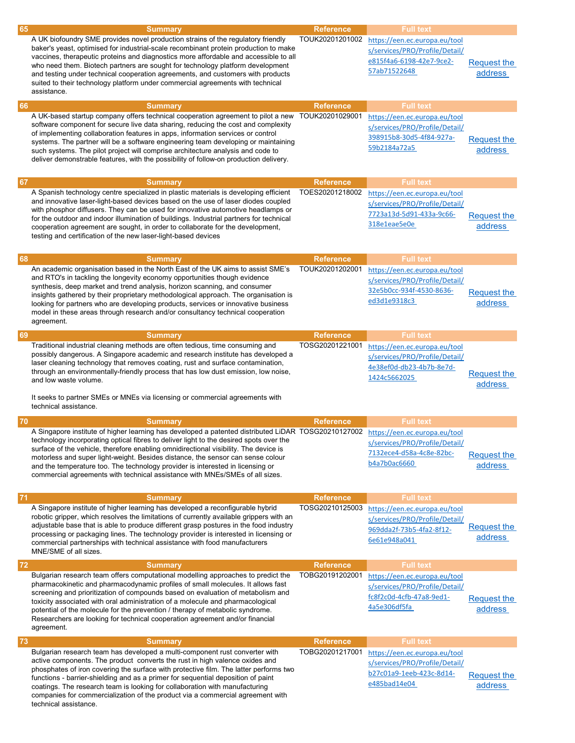| # | Summary | Reference | Full text | |
|---|---|---|---|---|
| 65 | A UK biofoundry SME provides novel production strains of the regulatory friendly baker's yeast, optimised for industrial-scale recombinant protein production to make vaccines, therapeutic proteins and diagnostics more affordable and accessible to all who need them. Biotech partners are sought for technology platform development and testing under technical cooperation agreements, and customers with products suited to their technology platform under commercial agreements with technical assistance. | TOUK20201201002 | https://een.ec.europa.eu/tools/services/PRO/Profile/Detail/e815f4a6-6198-42e7-9ce2-57ab71522648 | Request the address |
| 66 | A UK-based startup company offers technical cooperation agreement to pilot a new software component for secure live data sharing, reducing the cost and complexity of implementing collaboration features in apps, information services or control systems. The partner will be a software engineering team developing or maintaining such systems. The pilot project will comprise architecture analysis and code to deliver demonstrable features, with the possibility of follow-on production delivery. | TOUK20201029001 | https://een.ec.europa.eu/tools/services/PRO/Profile/Detail/398915b8-30d5-4f84-927a-59b2184a72a5 | Request the address |
| 67 | A Spanish technology centre specialized in plastic materials is developing efficient and innovative laser-light-based devices based on the use of laser diodes coupled with phosphor diffusers. They can be used for innovative automotive headlamps or for the outdoor and indoor illumination of buildings. Industrial partners for technical cooperation agreement are sought, in order to collaborate for the development, testing and certification of the new laser-light-based devices | TOES20201218002 | https://een.ec.europa.eu/tools/services/PRO/Profile/Detail/7723a13d-5d91-433a-9c66-318e1eae5e0e | Request the address |
| 68 | An academic organisation based in the North East of the UK aims to assist SME's and RTO's in tackling the longevity economy opportunities though evidence synthesis, deep market and trend analysis, horizon scanning, and consumer insights gathered by their proprietary methodological approach. The organisation is looking for partners who are developing products, services or innovative business model in these areas through research and/or consultancy technical cooperation agreement. | TOUK20201202001 | https://een.ec.europa.eu/tools/services/PRO/Profile/Detail/32e5b0cc-934f-4530-8636-ed3d1e9318c3 | Request the address |
| 69 | Traditional industrial cleaning methods are often tedious, time consuming and possibly dangerous. A Singapore academic and research institute has developed a laser cleaning technology that removes coating, rust and surface contamination, through an environmentally-friendly process that has low dust emission, low noise, and low waste volume.<br><br>It seeks to partner SMEs or MNEs via licensing or commercial agreements with technical assistance. | TOSG20201221001 | https://een.ec.europa.eu/tools/services/PRO/Profile/Detail/4e38ef0d-db23-4b7b-8e7d-1424c5662025 | Request the address |
| 70 | A Singapore institute of higher learning has developed a patented distributed LiDAR technology incorporating optical fibres to deliver light to the desired spots over the surface of the vehicle, therefore enabling omnidirectional visibility. The device is motorless and super light-weight. Besides distance, the sensor can sense colour and the temperature too. The technology provider is interested in licensing or commercial agreements with technical assistance with MNEs/SMEs of all sizes. | TOSG20210127002 | https://een.ec.europa.eu/tools/services/PRO/Profile/Detail/7132ece4-d58a-4c8e-82bc-b4a7b0ac6660 | Request the address |
| 71 | A Singapore institute of higher learning has developed a reconfigurable hybrid robotic gripper, which resolves the limitations of currently available grippers with an adjustable base that is able to produce different grasp postures in the food industry processing or packaging lines. The technology provider is interested in licensing or commercial partnerships with technical assistance with food manufacturers MNE/SME of all sizes. | TOSG20210125003 | https://een.ec.europa.eu/tools/services/PRO/Profile/Detail/969dda2f-73b5-4fa2-8f12-6e61e948a041 | Request the address |
| 72 | Bulgarian research team offers computational modelling approaches to predict the pharmacokinetic and pharmacodynamic profiles of small molecules. It allows fast screening and prioritization of compounds based on evaluation of metabolism and toxicity associated with oral administration of a molecule and pharmacological potential of the molecule for the prevention / therapy of metabolic syndrome. Researchers are looking for technical cooperation agreement and/or financial agreement. | TOBG20191202001 | https://een.ec.europa.eu/tools/services/PRO/Profile/Detail/fc8f2c0d-4cfb-47a8-9ed1-4a5e306df5fa | Request the address |
| 73 | Bulgarian research team has developed a multi-component rust converter with active components. The product converts the rust in high valence oxides and phosphates of iron covering the surface with protective film. The latter performs two functions - barrier-shielding and as a primer for sequential deposition of paint coatings. The research team is looking for collaboration with manufacturing companies for commercialization of the product via a commercial agreement with technical assistance. | TOBG20201217001 | https://een.ec.europa.eu/tools/services/PRO/Profile/Detail/b27c01a9-1eeb-423c-8d14-e485bad14e04 | Request the address |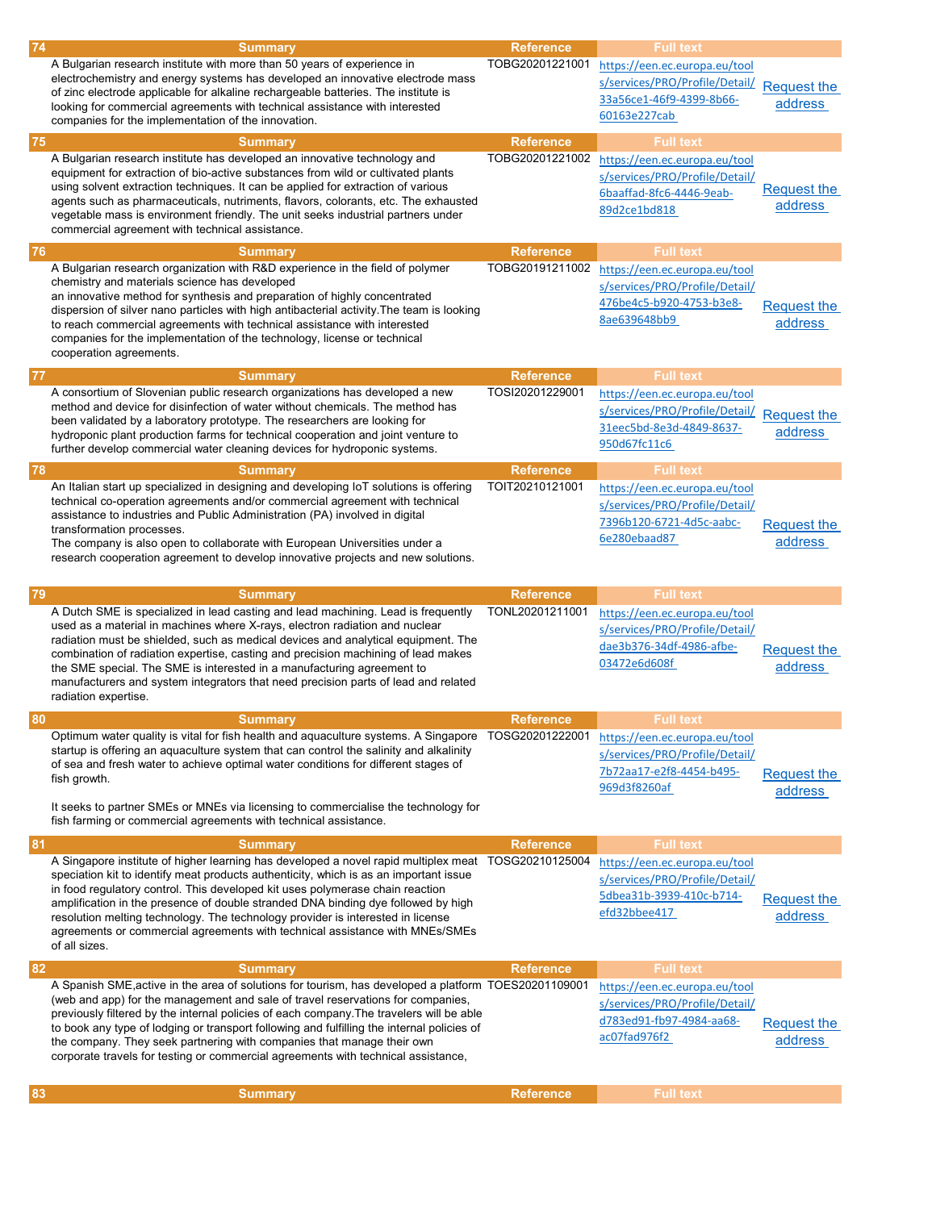| 74 | Summary | Reference | Full text | |
|---|---|---|---|---|
| | A Bulgarian research institute with more than 50 years of experience in electrochemistry and energy systems has developed an innovative electrode mass of zinc electrode applicable for alkaline rechargeable batteries. The institute is looking for commercial agreements with technical assistance with interested companies for the implementation of the innovation. | TOBG20201221001 | https://een.ec.europa.eu/tools/services/PRO/Profile/Detail/33a56ce1-46f9-4399-8b66-60163e227cab | Request the address |

| 75 | Summary | Reference | Full text | |
|---|---|---|---|---|
| | A Bulgarian research institute has developed an innovative technology and equipment for extraction of bio-active substances from wild or cultivated plants using solvent extraction techniques. It can be applied for extraction of various agents such as pharmaceuticals, nutriments, flavors, colorants, etc. The exhausted vegetable mass is environment friendly. The unit seeks industrial partners under commercial agreement with technical assistance. | TOBG20201221002 | https://een.ec.europa.eu/tools/services/PRO/Profile/Detail/6baaffad-8fc6-4446-9eab-89d2ce1bd818 | Request the address |

| 76 | Summary | Reference | Full text | |
|---|---|---|---|---|
| | A Bulgarian research organization with R&D experience in the field of polymer chemistry and materials science has developed an innovative method for synthesis and preparation of highly concentrated dispersion of silver nano particles with high antibacterial activity.The team is looking to reach commercial agreements with technical assistance with interested companies for the implementation of the technology, license or technical cooperation agreements. | TOBG20191211002 | https://een.ec.europa.eu/tools/services/PRO/Profile/Detail/476be4c5-b920-4753-b3e8-8ae639648bb9 | Request the address |

| 77 | Summary | Reference | Full text | |
|---|---|---|---|---|
| | A consortium of Slovenian public research organizations has developed a new method and device for disinfection of water without chemicals. The method has been validated by a laboratory prototype. The researchers are looking for hydroponic plant production farms for technical cooperation and joint venture to further develop commercial water cleaning devices for hydroponic systems. | TOSI20201229001 | https://een.ec.europa.eu/tools/services/PRO/Profile/Detail/31eec5bd-8e3d-4849-8637-950d67fc11c6 | Request the address |

| 78 | Summary | Reference | Full text | |
|---|---|---|---|---|
| | An Italian start up specialized in designing and developing IoT solutions is offering technical co-operation agreements and/or commercial agreement with technical assistance to industries and Public Administration (PA) involved in digital transformation processes. The company is also open to collaborate with European Universities under a research cooperation agreement to develop innovative projects and new solutions. | TOIT20210121001 | https://een.ec.europa.eu/tools/services/PRO/Profile/Detail/7396b120-6721-4d5c-aabc-6e280ebaad87 | Request the address |

| 79 | Summary | Reference | Full text | |
|---|---|---|---|---|
| | A Dutch SME is specialized in lead casting and lead machining. Lead is frequently used as a material in machines where X-rays, electron radiation and nuclear radiation must be shielded, such as medical devices and analytical equipment. The combination of radiation expertise, casting and precision machining of lead makes the SME special. The SME is interested in a manufacturing agreement to manufacturers and system integrators that need precision parts of lead and related radiation expertise. | TONL20201211001 | https://een.ec.europa.eu/tools/services/PRO/Profile/Detail/dae3b376-34df-4986-afbe-03472e6d608f | Request the address |

| 80 | Summary | Reference | Full text | |
|---|---|---|---|---|
| | Optimum water quality is vital for fish health and aquaculture systems. A Singapore startup is offering an aquaculture system that can control the salinity and alkalinity of sea and fresh water to achieve optimal water conditions for different stages of fish growth. It seeks to partner SMEs or MNEs via licensing to commercialise the technology for fish farming or commercial agreements with technical assistance. | TOSG20201222001 | https://een.ec.europa.eu/tools/services/PRO/Profile/Detail/7b72aa17-e2f8-4454-b495-969d3f8260af | Request the address |

| 81 | Summary | Reference | Full text | |
|---|---|---|---|---|
| | A Singapore institute of higher learning has developed a novel rapid multiplex meat speciation kit to identify meat products authenticity, which is as an important issue in food regulatory control. This developed kit uses polymerase chain reaction amplification in the presence of double stranded DNA binding dye followed by high resolution melting technology. The technology provider is interested in license agreements or commercial agreements with technical assistance with MNEs/SMEs of all sizes. | TOSG20210125004 | https://een.ec.europa.eu/tools/services/PRO/Profile/Detail/5dbea31b-3939-410c-b714-efd32bbee417 | Request the address |

| 82 | Summary | Reference | Full text | |
|---|---|---|---|---|
| | A Spanish SME,active in the area of solutions for tourism, has developed a platform (web and app) for the management and sale of travel reservations for companies, previously filtered by the internal policies of each company.The travelers will be able to book any type of lodging or transport following and fulfilling the internal policies of the company. They seek partnering with companies that manage their own corporate travels for testing or commercial agreements with technical assistance, | TOES20201109001 | https://een.ec.europa.eu/tools/services/PRO/Profile/Detail/d783ed91-fb97-4984-aa68-ac07fad976f2 | Request the address |

| 83 | Summary | Reference | Full text | |
|---|---|---|---|---|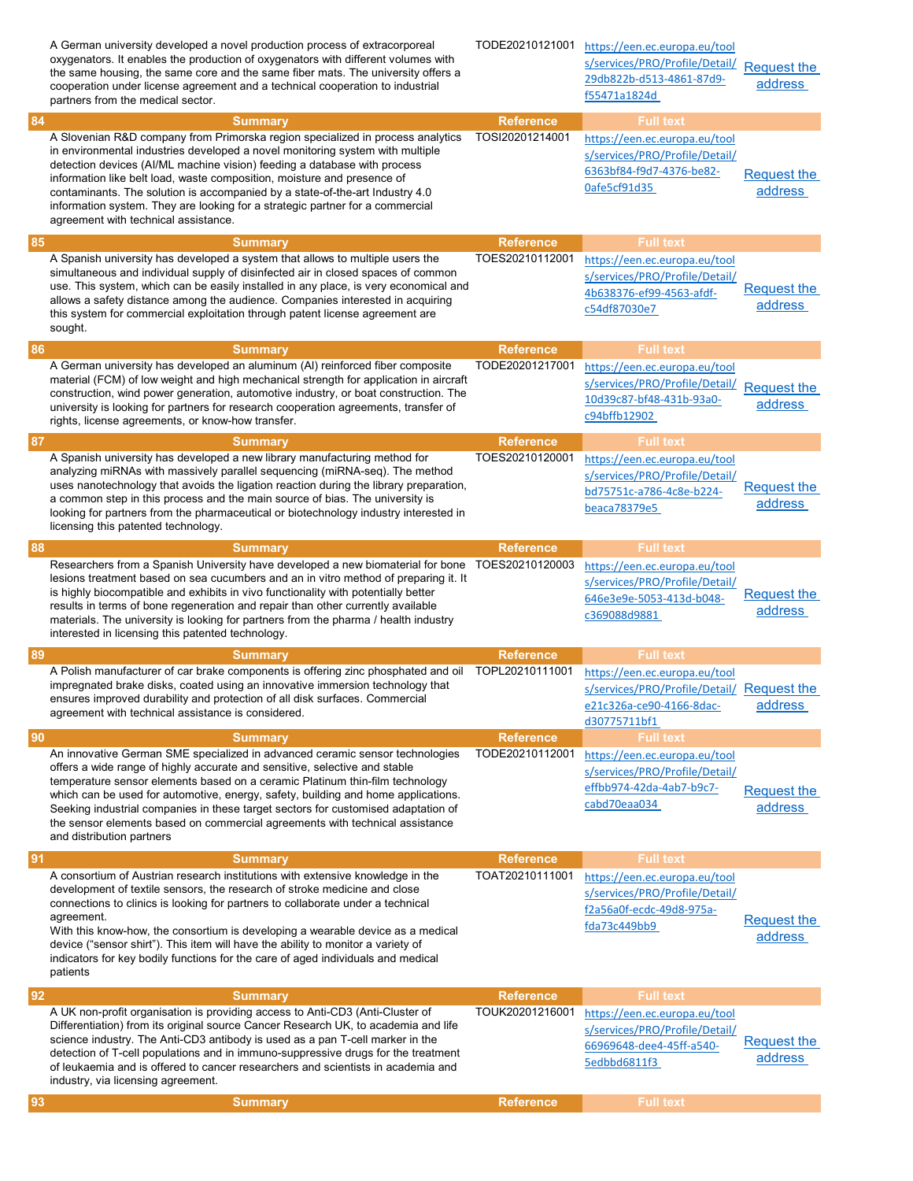| | Summary | Reference | Full text | |
|---|---|---|---|---|
| | A German university developed a novel production process of extracorporeal oxygenators. It enables the production of oxygenators with different volumes with the same housing, the same core and the same fiber mats. The university offers a cooperation under license agreement and a technical cooperation to industrial partners from the medical sector. | TODE20210121001 | https://een.ec.europa.eu/tools/services/PRO/Profile/Detail/29db822b-d513-4861-87d9-f55471a1824d | Request the address |
| 84 | Summary | Reference | Full text | |
| | A Slovenian R&D company from Primorska region specialized in process analytics in environmental industries developed a novel monitoring system with multiple detection devices (AI/ML machine vision) feeding a database with process information like belt load, waste composition, moisture and presence of contaminants. The solution is accompanied by a state-of-the-art Industry 4.0 information system. They are looking for a strategic partner for a commercial agreement with technical assistance. | TOSI20201214001 | https://een.ec.europa.eu/tools/services/PRO/Profile/Detail/6363bf84-f9d7-4376-be82-0afe5cf91d35 | Request the address |
| 85 | Summary | Reference | Full text | |
| | A Spanish university has developed a system that allows to multiple users the simultaneous and individual supply of disinfected air in closed spaces of common use. This system, which can be easily installed in any place, is very economical and allows a safety distance among the audience. Companies interested in acquiring this system for commercial exploitation through patent license agreement are sought. | TOES20210112001 | https://een.ec.europa.eu/tools/services/PRO/Profile/Detail/4b638376-ef99-4563-afdf-c54df87030e7 | Request the address |
| 86 | Summary | Reference | Full text | |
| | A German university has developed an aluminum (Al) reinforced fiber composite material (FCM) of low weight and high mechanical strength for application in aircraft construction, wind power generation, automotive industry, or boat construction. The university is looking for partners for research cooperation agreements, transfer of rights, license agreements, or know-how transfer. | TODE20201217001 | https://een.ec.europa.eu/tools/services/PRO/Profile/Detail/10d39c87-bf48-431b-93a0-c94bffb12902 | Request the address |
| 87 | Summary | Reference | Full text | |
| | A Spanish university has developed a new library manufacturing method for analyzing miRNAs with massively parallel sequencing (miRNA-seq). The method uses nanotechnology that avoids the ligation reaction during the library preparation, a common step in this process and the main source of bias. The university is looking for partners from the pharmaceutical or biotechnology industry interested in licensing this patented technology. | TOES20210120001 | https://een.ec.europa.eu/tools/services/PRO/Profile/Detail/bd75751c-a786-4c8e-b224-beaca78379e5 | Request the address |
| 88 | Summary | Reference | Full text | |
| | Researchers from a Spanish University have developed a new biomaterial for bone lesions treatment based on sea cucumbers and an in vitro method of preparing it. It is highly biocompatible and exhibits in vivo functionality with potentially better results in terms of bone regeneration and repair than other currently available materials. The university is looking for partners from the pharma / health industry interested in licensing this patented technology. | TOES20210120003 | https://een.ec.europa.eu/tools/services/PRO/Profile/Detail/646e3e9e-5053-413d-b048-c369088d9881 | Request the address |
| 89 | Summary | Reference | Full text | |
| | A Polish manufacturer of car brake components is offering zinc phosphated and oil impregnated brake disks, coated using an innovative immersion technology that ensures improved durability and protection of all disk surfaces. Commercial agreement with technical assistance is considered. | TOPL20210111001 | https://een.ec.europa.eu/tools/services/PRO/Profile/Detail/e21c326a-ce90-4166-8dac-d30775711bf1 | Request the address |
| 90 | Summary | Reference | Full text | |
| | An innovative German SME specialized in advanced ceramic sensor technologies offers a wide range of highly accurate and sensitive, selective and stable temperature sensor elements based on a ceramic Platinum thin-film technology which can be used for automotive, energy, safety, building and home applications. Seeking industrial companies in these target sectors for customised adaptation of the sensor elements based on commercial agreements with technical assistance and distribution partners | TODE20210112001 | https://een.ec.europa.eu/tools/services/PRO/Profile/Detail/effbb974-42da-4ab7-b9c7-cabd70eaa034 | Request the address |
| 91 | Summary | Reference | Full text | |
| | A consortium of Austrian research institutions with extensive knowledge in the development of textile sensors, the research of stroke medicine and close connections to clinics is looking for partners to collaborate under a technical agreement. With this know-how, the consortium is developing a wearable device as a medical device ("sensor shirt"). This item will have the ability to monitor a variety of indicators for key bodily functions for the care of aged individuals and medical patients | TOAT20210111001 | https://een.ec.europa.eu/tools/services/PRO/Profile/Detail/f2a56a0f-ecdc-49d8-975a-fda73c449bb9 | Request the address |
| 92 | Summary | Reference | Full text | |
| | A UK non-profit organisation is providing access to Anti-CD3 (Anti-Cluster of Differentiation) from its original source Cancer Research UK, to academia and life science industry. The Anti-CD3 antibody is used as a pan T-cell marker in the detection of T-cell populations and in immuno-suppressive drugs for the treatment of leukaemia and is offered to cancer researchers and scientists in academia and industry, via licensing agreement. | TOUK20201216001 | https://een.ec.europa.eu/tools/services/PRO/Profile/Detail/66969648-dee4-45ff-a540-5edbbd6811f3 | Request the address |
| 93 | Summary | Reference | Full text | |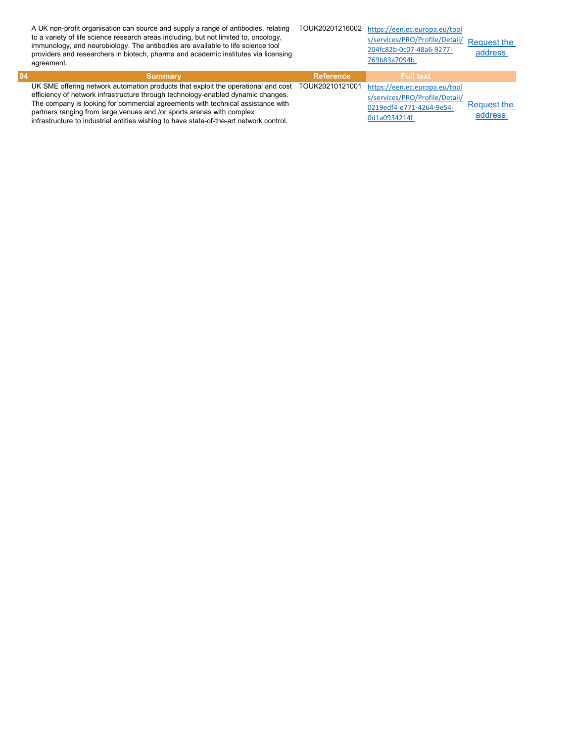| | | | |
|---|---|---|---|
| A UK non-profit organisation can source and supply a range of antibodies, relating to a variety of life science research areas including, but not limited to, oncology, immunology, and neurobiology. The antibodies are available to life science tool providers and researchers in biotech, pharma and academic institutes via licensing agreement. | TOUK20201216002 | https://een.ec.europa.eu/tools/services/PRO/Profile/Detail/204fc82b-0c07-48a6-9277-769b83a7094b | Request the address |

| 94 Summary | Reference | Full text | |
|---|---|---|---|
| UK SME offering network automation products that exploit the operational and cost efficiency of network infrastructure through technology-enabled dynamic changes. The company is looking for commercial agreements with technical assistance with partners ranging from large venues and /or sports arenas with complex infrastructure to industrial entities wishing to have state-of-the-art network control. | TOUK20210121001 | https://een.ec.europa.eu/tools/services/PRO/Profile/Detail/0219edf4-e771-4264-9e54-0d1a0934214f | Request the address |